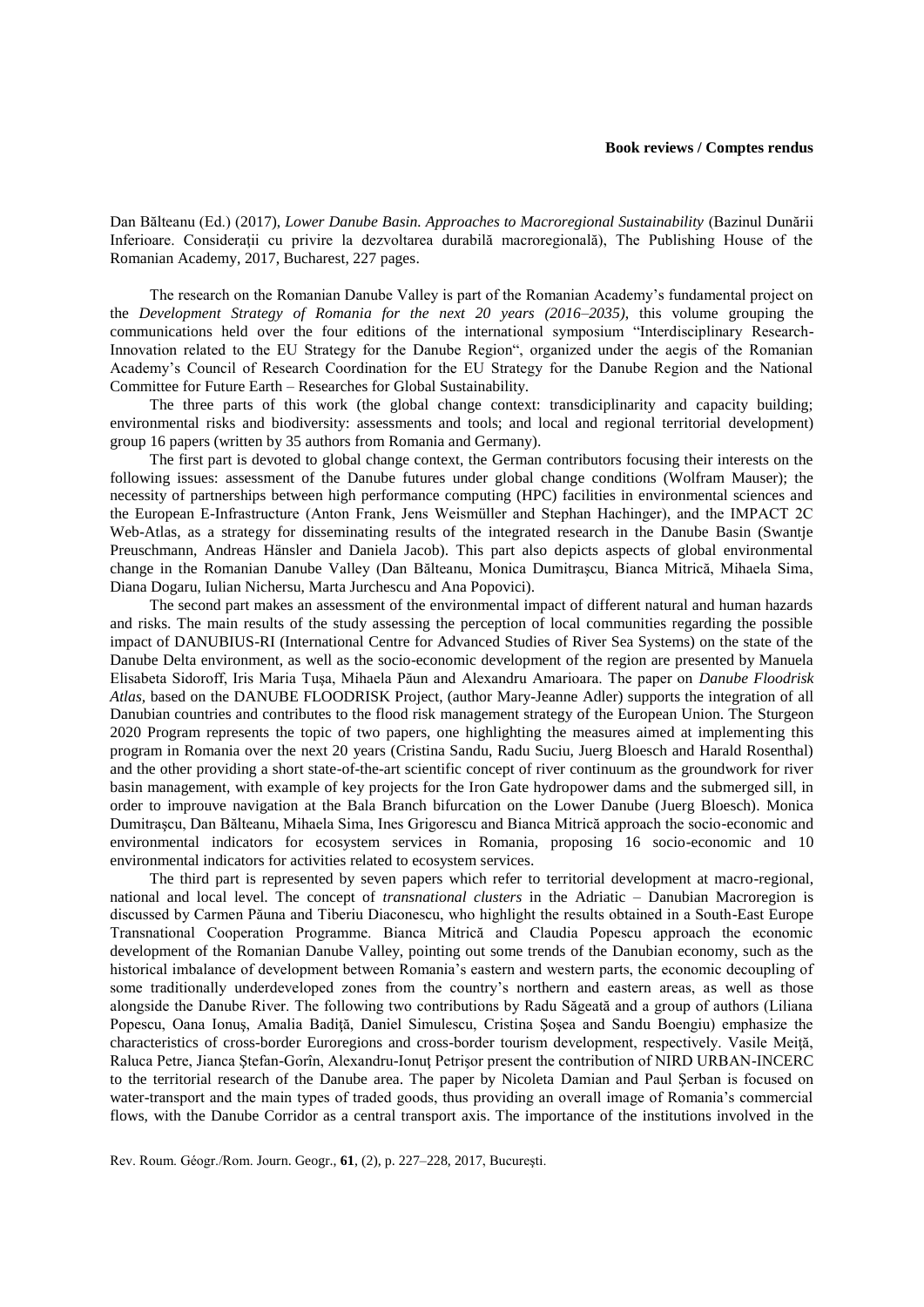**Book reviews / Comptes rendus**

Dan Bălteanu (Ed.) (2017), *Lower Danube Basin. Approaches to Macroregional Sustainability* (Bazinul Dunării Inferioare. Consideraţii cu privire la dezvoltarea durabilă macroregională), The Publishing House of the Romanian Academy, 2017, Bucharest, 227 pages.

The research on the Romanian Danube Valley is part of the Romanian Academy's fundamental project on the *Development Strategy of Romania for the next 20 years (2016–2035),* this volume grouping the communications held over the four editions of the international symposium "Interdisciplinary Research-Innovation related to the EU Strategy for the Danube Region", organized under the aegis of the Romanian Academy's Council of Research Coordination for the EU Strategy for the Danube Region and the National Committee for Future Earth – Researches for Global Sustainability.

The three parts of this work (the global change context: transdiciplinarity and capacity building; environmental risks and biodiversity: assessments and tools; and local and regional territorial development) group 16 papers (written by 35 authors from Romania and Germany).

The first part is devoted to global change context, the German contributors focusing their interests on the following issues: assessment of the Danube futures under global change conditions (Wolfram Mauser); the necessity of partnerships between high performance computing (HPC) facilities in environmental sciences and the European E-Infrastructure (Anton Frank, Jens Weismüller and Stephan Hachinger), and the IMPACT 2C Web-Atlas, as a strategy for disseminating results of the integrated research in the Danube Basin (Swantje Preuschmann, Andreas Hänsler and Daniela Jacob). This part also depicts aspects of global environmental change in the Romanian Danube Valley (Dan Bălteanu, Monica Dumitraşcu, Bianca Mitrică, Mihaela Sima, Diana Dogaru, Iulian Nichersu, Marta Jurchescu and Ana Popovici).

The second part makes an assessment of the environmental impact of different natural and human hazards and risks. The main results of the study assessing the perception of local communities regarding the possible impact of DANUBIUS-RI (International Centre for Advanced Studies of River Sea Systems) on the state of the Danube Delta environment, as well as the socio-economic development of the region are presented by Manuela Elisabeta Sidoroff, Iris Maria Tuşa, Mihaela Păun and Alexandru Amarioara. The paper on *Danube Floodrisk Atlas,* based on the DANUBE FLOODRISK Project, (author Mary-Jeanne Adler) supports the integration of all Danubian countries and contributes to the flood risk management strategy of the European Union. The Sturgeon 2020 Program represents the topic of two papers, one highlighting the measures aimed at implementing this program in Romania over the next 20 years (Cristina Sandu, Radu Suciu, Juerg Bloesch and Harald Rosenthal) and the other providing a short state-of-the-art scientific concept of river continuum as the groundwork for river basin management, with example of key projects for the Iron Gate hydropower dams and the submerged sill, in order to improuve navigation at the Bala Branch bifurcation on the Lower Danube (Juerg Bloesch). Monica Dumitraşcu, Dan Bălteanu, Mihaela Sima, Ines Grigorescu and Bianca Mitrică approach the socio-economic and environmental indicators for ecosystem services in Romania, proposing 16 socio-economic and 10 environmental indicators for activities related to ecosystem services.

The third part is represented by seven papers which refer to territorial development at macro-regional, national and local level. The concept of *transnational clusters* in the Adriatic – Danubian Macroregion is discussed by Carmen Păuna and Tiberiu Diaconescu, who highlight the results obtained in a South-East Europe Transnational Cooperation Programme. Bianca Mitrică and Claudia Popescu approach the economic development of the Romanian Danube Valley, pointing out some trends of the Danubian economy, such as the historical imbalance of development between Romania's eastern and western parts, the economic decoupling of some traditionally underdeveloped zones from the country's northern and eastern areas, as well as those alongside the Danube River. The following two contributions by Radu Săgeată and a group of authors (Liliana Popescu, Oana Ionuş, Amalia Badiţă, Daniel Simulescu, Cristina Şoşea and Sandu Boengiu) emphasize the characteristics of cross-border Euroregions and cross-border tourism development, respectively. Vasile Meiţă, Raluca Petre, Jianca Ştefan-Gorîn, Alexandru-Ionuţ Petrişor present the contribution of NIRD URBAN-INCERC to the territorial research of the Danube area. The paper by Nicoleta Damian and Paul Şerban is focused on water-transport and the main types of traded goods, thus providing an overall image of Romania's commercial flows, with the Danube Corridor as a central transport axis. The importance of the institutions involved in the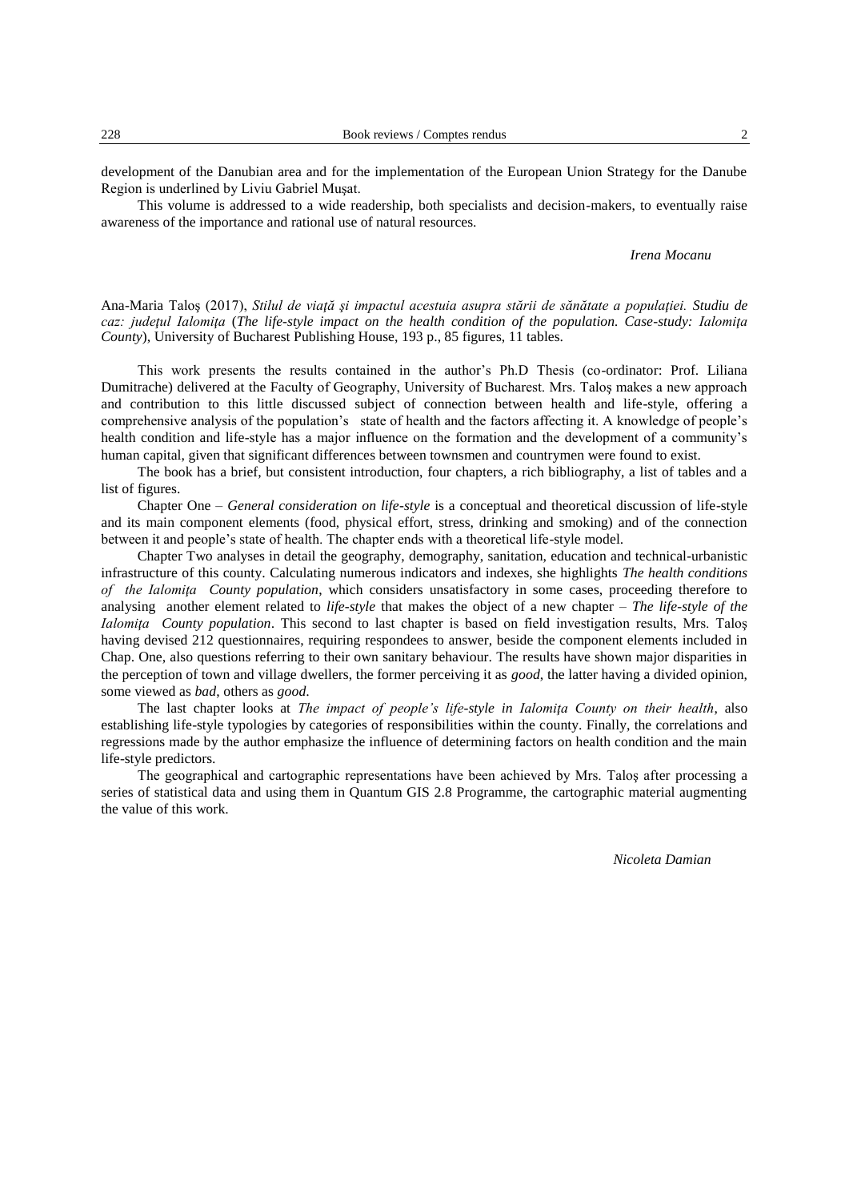development of the Danubian area and for the implementation of the European Union Strategy for the Danube Region is underlined by Liviu Gabriel Muşat.

This volume is addressed to a wide readership, both specialists and decision-makers, to eventually raise awareness of the importance and rational use of natural resources.

*Irena Mocanu*

Ana-Maria Taloş (2017), *Stilul de viaţă şi impactul acestuia asupra stării de sănătate a populaţiei. Studiu de caz: judeţul Ialomiţa* (*The life-style impact on the health condition of the population. Case-study: Ialomiţa County*), University of Bucharest Publishing House, 193 p., 85 figures, 11 tables.

This work presents the results contained in the author's Ph.D Thesis (co-ordinator: Prof. Liliana Dumitrache) delivered at the Faculty of Geography, University of Bucharest. Mrs. Taloş makes a new approach and contribution to this little discussed subject of connection between health and life-style, offering a comprehensive analysis of the population's state of health and the factors affecting it. A knowledge of people's health condition and life-style has a major influence on the formation and the development of a community's human capital, given that significant differences between townsmen and countrymen were found to exist.

The book has a brief, but consistent introduction, four chapters, a rich bibliography, a list of tables and a list of figures.

Chapter One – *General consideration on life-style* is a conceptual and theoretical discussion of life-style and its main component elements (food, physical effort, stress, drinking and smoking) and of the connection between it and people's state of health. The chapter ends with a theoretical life-style model.

Chapter Two analyses in detail the geography, demography, sanitation, education and technical-urbanistic infrastructure of this county. Calculating numerous indicators and indexes, she highlights *The health conditions of the Ialomiţa County population*, which considers unsatisfactory in some cases, proceeding therefore to analysing another element related to *life-style* that makes the object of a new chapter – *The life-style of the Ialomiţa County population*. This second to last chapter is based on field investigation results, Mrs. Taloş having devised 212 questionnaires, requiring respondees to answer, beside the component elements included in Chap. One, also questions referring to their own sanitary behaviour. The results have shown major disparities in the perception of town and village dwellers, the former perceiving it as *good*, the latter having a divided opinion, some viewed as *bad*, others as *good.*

The last chapter looks at *The impact of people's life-style in Ialomiţa County on their health*, also establishing life-style typologies by categories of responsibilities within the county. Finally, the correlations and regressions made by the author emphasize the influence of determining factors on health condition and the main life-style predictors.

The geographical and cartographic representations have been achieved by Mrs. Taloş after processing a series of statistical data and using them in Quantum GIS 2.8 Programme, the cartographic material augmenting the value of this work.

*Nicoleta Damian*